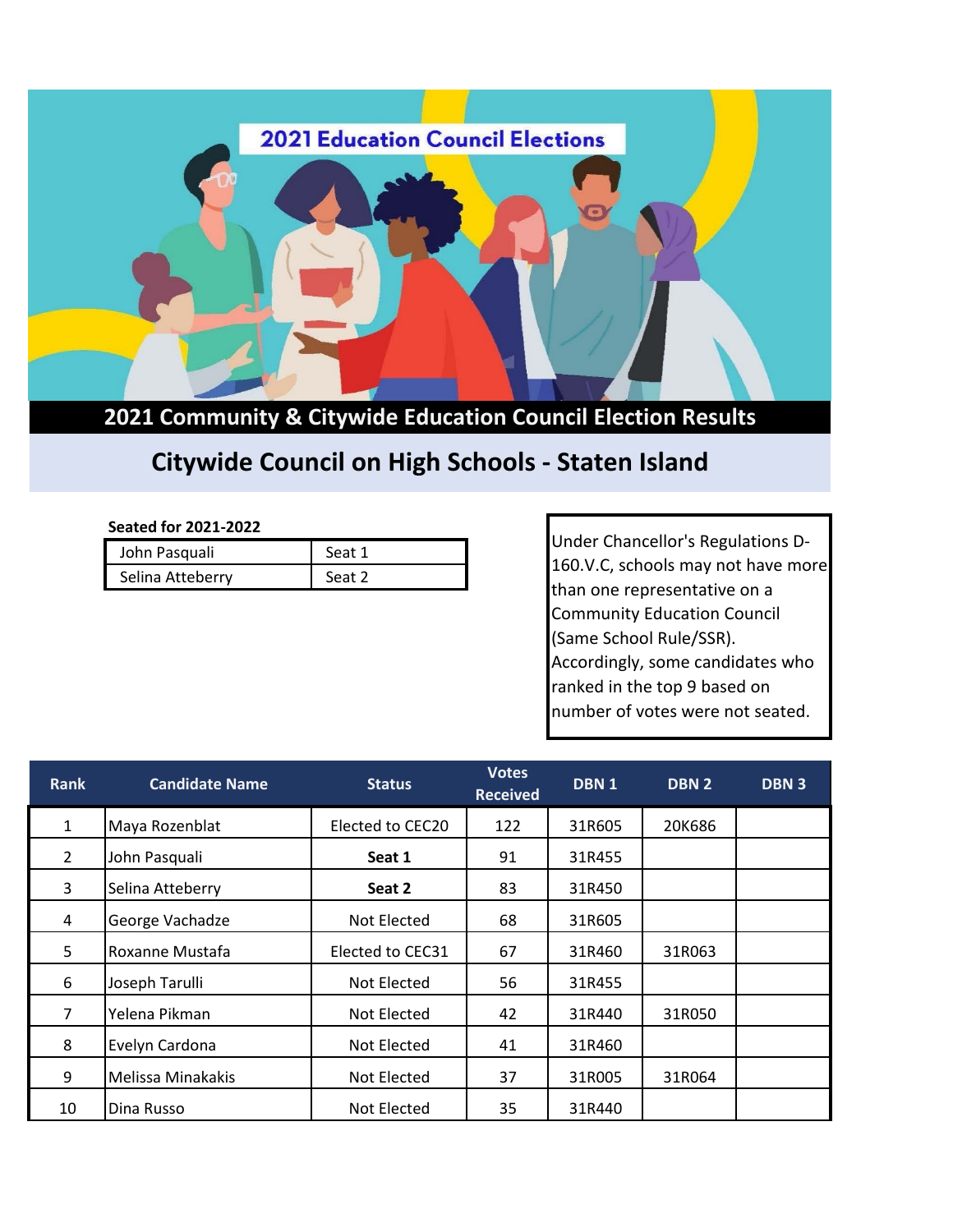2021 Education Council Elections

# 2021 Community & Citywide Education Council Election Results

## Citywide Council on High Schools - Staten Island

**Seated for 2021-2022**

| | |
|---|---|
| John Pasquali | Seat 1 |
| Selina Atteberry | Seat 2 |

Under Chancellor's Regulations D-160.V.C, schools may not have more than one representative on a Community Education Council (Same School Rule/SSR). Accordingly, some candidates who ranked in the top 9 based on number of votes were not seated.

| Rank | Candidate Name | Status | Votes Received | DBN 1 | DBN 2 | DBN 3 |
|---|---|---|---|---|---|---|
| 1 | Maya Rozenblat | Elected to CEC20 | 122 | 31R605 | 20K686 | |
| 2 | John Pasquali | **Seat 1** | 91 | 31R455 | | |
| 3 | Selina Atteberry | **Seat 2** | 83 | 31R450 | | |
| 4 | George Vachadze | Not Elected | 68 | 31R605 | | |
| 5 | Roxanne Mustafa | Elected to CEC31 | 67 | 31R460 | 31R063 | |
| 6 | Joseph Tarulli | Not Elected | 56 | 31R455 | | |
| 7 | Yelena Pikman | Not Elected | 42 | 31R440 | 31R050 | |
| 8 | Evelyn Cardona | Not Elected | 41 | 31R460 | | |
| 9 | Melissa Minakakis | Not Elected | 37 | 31R005 | 31R064 | |
| 10 | Dina Russo | Not Elected | 35 | 31R440 | | |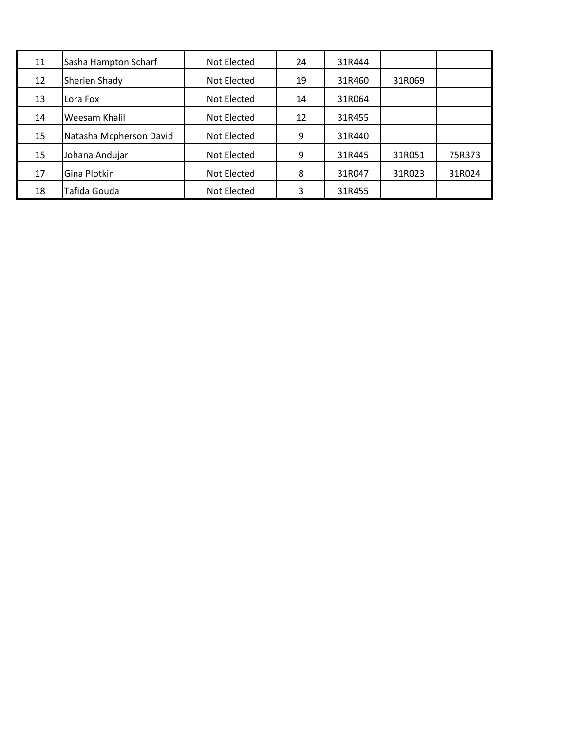| | | | | | | |
|---|---|---|---|---|---|---|
| 11 | Sasha Hampton Scharf | Not Elected | 24 | 31R444 | | |
| 12 | Sherien Shady | Not Elected | 19 | 31R460 | 31R069 | |
| 13 | Lora Fox | Not Elected | 14 | 31R064 | | |
| 14 | Weesam Khalil | Not Elected | 12 | 31R455 | | |
| 15 | Natasha Mcpherson David | Not Elected | 9 | 31R440 | | |
| 15 | Johana Andujar | Not Elected | 9 | 31R445 | 31R051 | 75R373 |
| 17 | Gina Plotkin | Not Elected | 8 | 31R047 | 31R023 | 31R024 |
| 18 | Tafida Gouda | Not Elected | 3 | 31R455 | | |